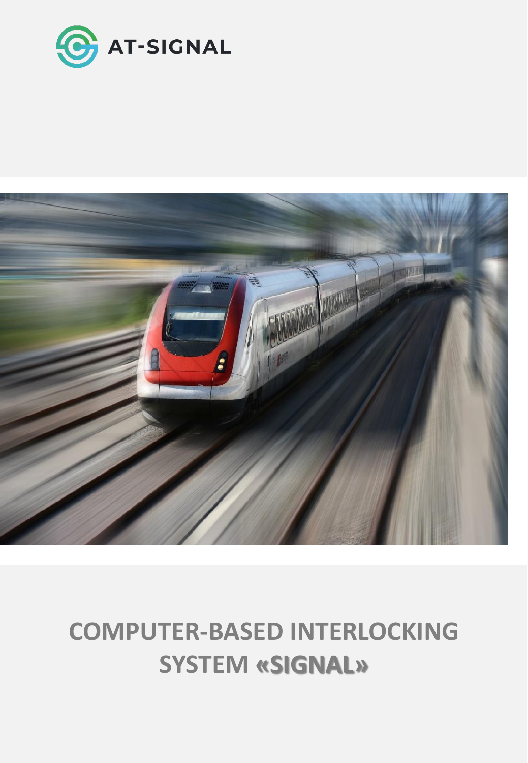AT-SIGNAL

# COMPUTER-BASED INTERLOCKING SYSTEM «SIGNAL»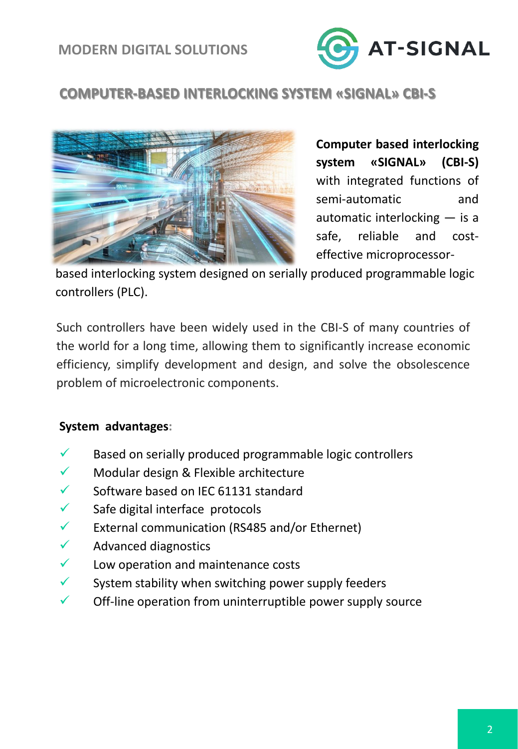MODERN DIGITAL SOLUTIONS

AT-SIGNAL

## COMPUTER-BASED INTERLOCKING SYSTEM «SIGNAL» CBI-S

**Computer based interlocking system «SIGNAL» (CBI-S)** with integrated functions of semi-automatic and automatic interlocking — is a safe, reliable and cost-effective microprocessor-based interlocking system designed on serially produced programmable logic controllers (PLC).

Such controllers have been widely used in the CBI-S of many countries of the world for a long time, allowing them to significantly increase economic efficiency, simplify development and design, and solve the obsolescence problem of microelectronic components.

**System advantages:**

- ✓ Based on serially produced programmable logic controllers
- ✓ Modular design & Flexible architecture
- ✓ Software based on IEC 61131 standard
- ✓ Safe digital interface protocols
- ✓ External communication (RS485 and/or Ethernet)
- ✓ Advanced diagnostics
- ✓ Low operation and maintenance costs
- ✓ System stability when switching power supply feeders
- ✓ Off-line operation from uninterruptible power supply source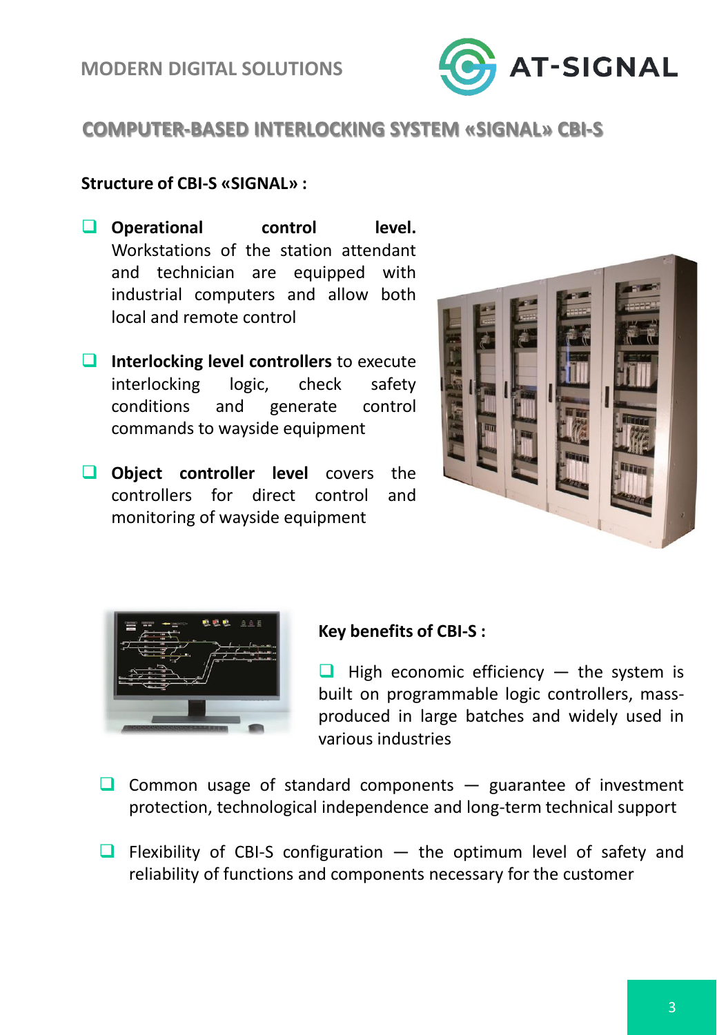## COMPUTER-BASED INTERLOCKING SYSTEM «SIGNAL» CBI-S

**Structure of CBI-S «SIGNAL» :**

- **Operational control level.** Workstations of the station attendant and technician are equipped with industrial computers and allow both local and remote control
- **Interlocking level controllers** to execute interlocking logic, check safety conditions and generate control commands to wayside equipment
- **Object controller level** covers the controllers for direct control and monitoring of wayside equipment

**Key benefits of CBI-S :**

- High economic efficiency — the system is built on programmable logic controllers, mass-produced in large batches and widely used in various industries
- Common usage of standard components — guarantee of investment protection, technological independence and long-term technical support
- Flexibility of CBI-S configuration — the optimum level of safety and reliability of functions and components necessary for the customer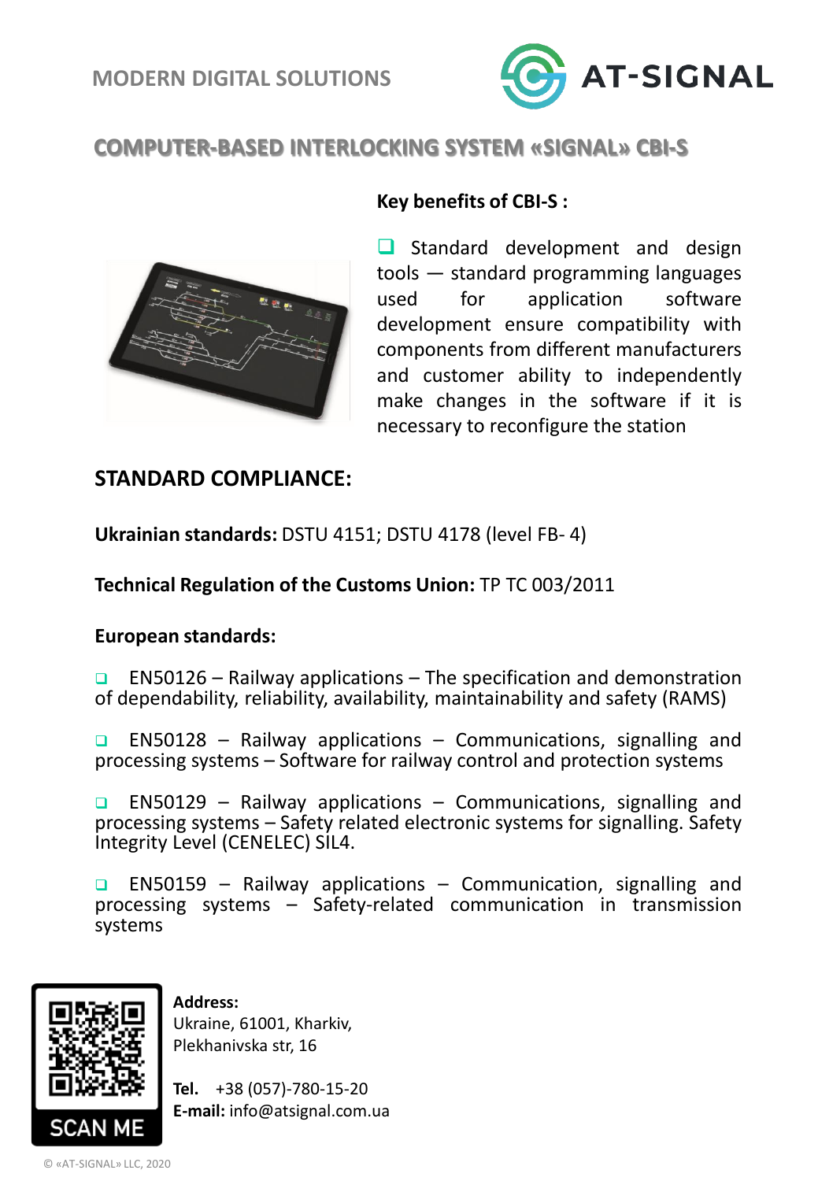MODERN DIGITAL SOLUTIONS

AT-SIGNAL

# COMPUTER-BASED INTERLOCKING SYSTEM «SIGNAL» CBI-S

**Key benefits of CBI-S :**

- Standard development and design tools — standard programming languages used for application software development ensure compatibility with components from different manufacturers and customer ability to independently make changes in the software if it is necessary to reconfigure the station

## STANDARD COMPLIANCE:

**Ukrainian standards:** DSTU 4151; DSTU 4178 (level FB- 4)

**Technical Regulation of the Customs Union:** TP TC 003/2011

**European standards:**

- EN50126 – Railway applications – The specification and demonstration of dependability, reliability, availability, maintainability and safety (RAMS)
- EN50128 – Railway applications – Communications, signalling and processing systems – Software for railway control and protection systems
- EN50129 – Railway applications – Communications, signalling and processing systems – Safety related electronic systems for signalling. Safety Integrity Level (CENELEC) SIL4.
- EN50159 – Railway applications – Communication, signalling and processing systems – Safety-related communication in transmission systems

SCAN ME

**Address:**
Ukraine, 61001, Kharkiv,
Plekhanivska str, 16

**Tel.** +38 (057)-780-15-20
**E-mail:** info@atsignal.com.ua

© «AT-SIGNAL» LLC, 2020